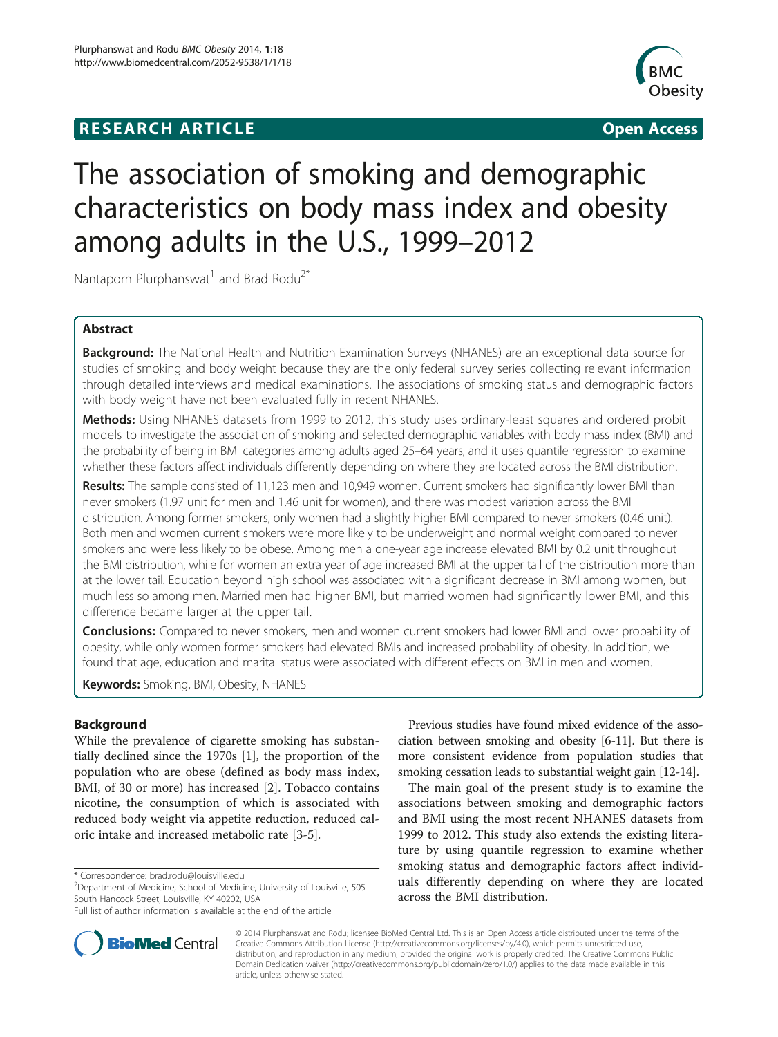**RESEARCH ARTICLE** **Open Access**

# The association of smoking and demographic characteristics on body mass index and obesity among adults in the U.S., 1999–2012

Nantaporn Plurphanswat[1] and Brad Rodu[2*]

## Abstract

**Background:** The National Health and Nutrition Examination Surveys (NHANES) are an exceptional data source for studies of smoking and body weight because they are the only federal survey series collecting relevant information through detailed interviews and medical examinations. The associations of smoking status and demographic factors with body weight have not been evaluated fully in recent NHANES.

**Methods:** Using NHANES datasets from 1999 to 2012, this study uses ordinary-least squares and ordered probit models to investigate the association of smoking and selected demographic variables with body mass index (BMI) and the probability of being in BMI categories among adults aged 25–64 years, and it uses quantile regression to examine whether these factors affect individuals differently depending on where they are located across the BMI distribution.

**Results:** The sample consisted of 11,123 men and 10,949 women. Current smokers had significantly lower BMI than never smokers (1.97 unit for men and 1.46 unit for women), and there was modest variation across the BMI distribution. Among former smokers, only women had a slightly higher BMI compared to never smokers (0.46 unit). Both men and women current smokers were more likely to be underweight and normal weight compared to never smokers and were less likely to be obese. Among men a one-year age increase elevated BMI by 0.2 unit throughout the BMI distribution, while for women an extra year of age increased BMI at the upper tail of the distribution more than at the lower tail. Education beyond high school was associated with a significant decrease in BMI among women, but much less so among men. Married men had higher BMI, but married women had significantly lower BMI, and this difference became larger at the upper tail.

**Conclusions:** Compared to never smokers, men and women current smokers had lower BMI and lower probability of obesity, while only women former smokers had elevated BMIs and increased probability of obesity. In addition, we found that age, education and marital status were associated with different effects on BMI in men and women.

**Keywords:** Smoking, BMI, Obesity, NHANES

## Background

While the prevalence of cigarette smoking has substantially declined since the 1970s [1], the proportion of the population who are obese (defined as body mass index, BMI, of 30 or more) has increased [2]. Tobacco contains nicotine, the consumption of which is associated with reduced body weight via appetite reduction, reduced caloric intake and increased metabolic rate [3-5].

Previous studies have found mixed evidence of the association between smoking and obesity [6-11]. But there is more consistent evidence from population studies that smoking cessation leads to substantial weight gain [12-14].

The main goal of the present study is to examine the associations between smoking and demographic factors and BMI using the most recent NHANES datasets from 1999 to 2012. This study also extends the existing literature by using quantile regression to examine whether smoking status and demographic factors affect individuals differently depending on where they are located across the BMI distribution.

\* Correspondence: brad.rodu@louisville.edu
[2]Department of Medicine, School of Medicine, University of Louisville, 505 South Hancock Street, Louisville, KY 40202, USA
Full list of author information is available at the end of the article

© 2014 Plurphanswat and Rodu; licensee BioMed Central Ltd. This is an Open Access article distributed under the terms of the Creative Commons Attribution License (http://creativecommons.org/licenses/by/4.0), which permits unrestricted use, distribution, and reproduction in any medium, provided the original work is properly credited. The Creative Commons Public Domain Dedication waiver (http://creativecommons.org/publicdomain/zero/1.0/) applies to the data made available in this article, unless otherwise stated.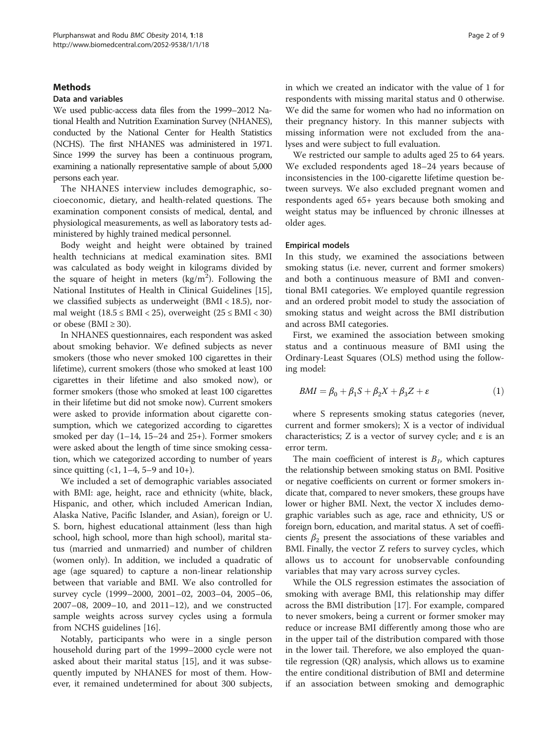## Methods

### Data and variables

We used public-access data files from the 1999–2012 National Health and Nutrition Examination Survey (NHANES), conducted by the National Center for Health Statistics (NCHS). The first NHANES was administered in 1971. Since 1999 the survey has been a continuous program, examining a nationally representative sample of about 5,000 persons each year.

The NHANES interview includes demographic, socioeconomic, dietary, and health-related questions. The examination component consists of medical, dental, and physiological measurements, as well as laboratory tests administered by highly trained medical personnel.

Body weight and height were obtained by trained health technicians at medical examination sites. BMI was calculated as body weight in kilograms divided by the square of height in meters ($kg/m^2$). Following the National Institutes of Health in Clinical Guidelines [15], we classified subjects as underweight ($BMI < 18.5$), normal weight ($18.5 \leq BMI < 25$), overweight ($25 \leq BMI < 30$) or obese ($BMI \geq 30$).

In NHANES questionnaires, each respondent was asked about smoking behavior. We defined subjects as never smokers (those who never smoked 100 cigarettes in their lifetime), current smokers (those who smoked at least 100 cigarettes in their lifetime and also smoked now), or former smokers (those who smoked at least 100 cigarettes in their lifetime but did not smoke now). Current smokers were asked to provide information about cigarette consumption, which we categorized according to cigarettes smoked per day (1–14, 15–24 and 25+). Former smokers were asked about the length of time since smoking cessation, which we categorized according to number of years since quitting (<1, 1–4, 5–9 and 10+).

We included a set of demographic variables associated with BMI: age, height, race and ethnicity (white, black, Hispanic, and other, which included American Indian, Alaska Native, Pacific Islander, and Asian), foreign or U.S. born, highest educational attainment (less than high school, high school, more than high school), marital status (married and unmarried) and number of children (women only). In addition, we included a quadratic of age (age squared) to capture a non-linear relationship between that variable and BMI. We also controlled for survey cycle (1999–2000, 2001–02, 2003–04, 2005–06, 2007–08, 2009–10, and 2011–12), and we constructed sample weights across survey cycles using a formula from NCHS guidelines [16].

Notably, participants who were in a single person household during part of the 1999–2000 cycle were not asked about their marital status [15], and it was subsequently imputed by NHANES for most of them. However, it remained undetermined for about 300 subjects, in which we created an indicator with the value of 1 for respondents with missing marital status and 0 otherwise. We did the same for women who had no information on their pregnancy history. In this manner subjects with missing information were not excluded from the analyses and were subject to full evaluation.

We restricted our sample to adults aged 25 to 64 years. We excluded respondents aged 18–24 years because of inconsistencies in the 100-cigarette lifetime question between surveys. We also excluded pregnant women and respondents aged 65+ years because both smoking and weight status may be influenced by chronic illnesses at older ages.

### Empirical models

In this study, we examined the associations between smoking status (i.e. never, current and former smokers) and both a continuous measure of BMI and conventional BMI categories. We employed quantile regression and an ordered probit model to study the association of smoking status and weight across the BMI distribution and across BMI categories.

First, we examined the association between smoking status and a continuous measure of BMI using the Ordinary-Least Squares (OLS) method using the following model:

$$BMI = \beta_0 + \beta_1 S + \beta_2 X + \beta_3 Z + \varepsilon \quad (1)$$

where S represents smoking status categories (never, current and former smokers); X is a vector of individual characteristics; Z is a vector of survey cycle; and ε is an error term.

The main coefficient of interest is $B_1$, which captures the relationship between smoking status on BMI. Positive or negative coefficients on current or former smokers indicate that, compared to never smokers, these groups have lower or higher BMI. Next, the vector X includes demographic variables such as age, race and ethnicity, US or foreign born, education, and marital status. A set of coefficients $\beta_2$ present the associations of these variables and BMI. Finally, the vector Z refers to survey cycles, which allows us to account for unobservable confounding variables that may vary across survey cycles.

While the OLS regression estimates the association of smoking with average BMI, this relationship may differ across the BMI distribution [17]. For example, compared to never smokers, being a current or former smoker may reduce or increase BMI differently among those who are in the upper tail of the distribution compared with those in the lower tail. Therefore, we also employed the quantile regression (QR) analysis, which allows us to examine the entire conditional distribution of BMI and determine if an association between smoking and demographic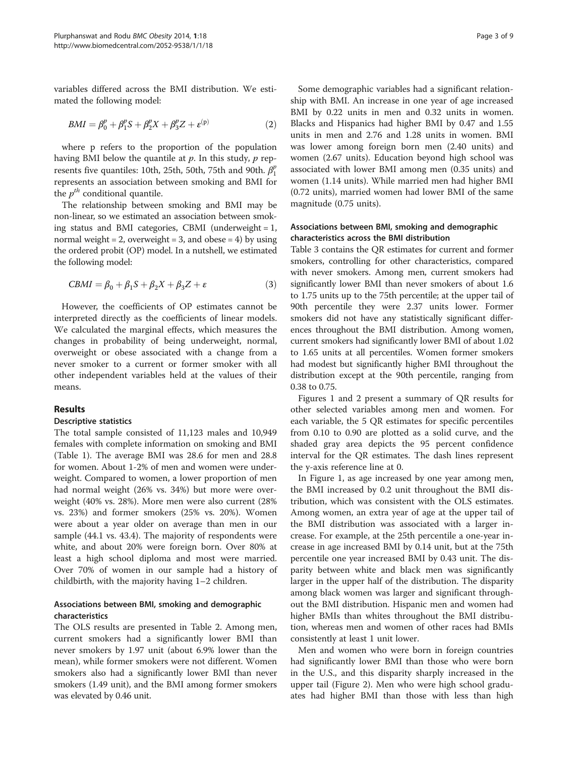variables differed across the BMI distribution. We estimated the following model:

$$BMI = \beta_0^p + \beta_1^p S + \beta_2^p X + \beta_3^p Z + \varepsilon^{(p)} \quad (2)$$

where p refers to the proportion of the population having BMI below the quantile at $p$. In this study, $p$ represents five quantiles: 10th, 25th, 50th, 75th and 90th. $\beta_1^p$ represents an association between smoking and BMI for the $p^{th}$ conditional quantile.

The relationship between smoking and BMI may be non-linear, so we estimated an association between smoking status and BMI categories, CBMI (underweight = 1, normal weight = 2, overweight = 3, and obese = 4) by using the ordered probit (OP) model. In a nutshell, we estimated the following model:

$$CBMI = \beta_0 + \beta_1 S + \beta_2 X + \beta_3 Z + \varepsilon \quad (3)$$

However, the coefficients of OP estimates cannot be interpreted directly as the coefficients of linear models. We calculated the marginal effects, which measures the changes in probability of being underweight, normal, overweight or obese associated with a change from a never smoker to a current or former smoker with all other independent variables held at the values of their means.

## Results

### Descriptive statistics

The total sample consisted of 11,123 males and 10,949 females with complete information on smoking and BMI (Table 1). The average BMI was 28.6 for men and 28.8 for women. About 1-2% of men and women were underweight. Compared to women, a lower proportion of men had normal weight (26% vs. 34%) but more were overweight (40% vs. 28%). More men were also current (28% vs. 23%) and former smokers (25% vs. 20%). Women were about a year older on average than men in our sample (44.1 vs. 43.4). The majority of respondents were white, and about 20% were foreign born. Over 80% at least a high school diploma and most were married. Over 70% of women in our sample had a history of childbirth, with the majority having 1–2 children.

### Associations between BMI, smoking and demographic characteristics

The OLS results are presented in Table 2. Among men, current smokers had a significantly lower BMI than never smokers by 1.97 unit (about 6.9% lower than the mean), while former smokers were not different. Women smokers also had a significantly lower BMI than never smokers (1.49 unit), and the BMI among former smokers was elevated by 0.46 unit.

Some demographic variables had a significant relationship with BMI. An increase in one year of age increased BMI by 0.22 units in men and 0.32 units in women. Blacks and Hispanics had higher BMI by 0.47 and 1.55 units in men and 2.76 and 1.28 units in women. BMI was lower among foreign born men (2.40 units) and women (2.67 units). Education beyond high school was associated with lower BMI among men (0.35 units) and women (1.14 units). While married men had higher BMI (0.72 units), married women had lower BMI of the same magnitude (0.75 units).

### Associations between BMI, smoking and demographic characteristics across the BMI distribution

Table 3 contains the QR estimates for current and former smokers, controlling for other characteristics, compared with never smokers. Among men, current smokers had significantly lower BMI than never smokers of about 1.6 to 1.75 units up to the 75th percentile; at the upper tail of 90th percentile they were 2.37 units lower. Former smokers did not have any statistically significant differences throughout the BMI distribution. Among women, current smokers had significantly lower BMI of about 1.02 to 1.65 units at all percentiles. Women former smokers had modest but significantly higher BMI throughout the distribution except at the 90th percentile, ranging from 0.38 to 0.75.

Figures 1 and 2 present a summary of QR results for other selected variables among men and women. For each variable, the 5 QR estimates for specific percentiles from 0.10 to 0.90 are plotted as a solid curve, and the shaded gray area depicts the 95 percent confidence interval for the QR estimates. The dash lines represent the y-axis reference line at 0.

In Figure 1, as age increased by one year among men, the BMI increased by 0.2 unit throughout the BMI distribution, which was consistent with the OLS estimates. Among women, an extra year of age at the upper tail of the BMI distribution was associated with a larger increase. For example, at the 25th percentile a one-year increase in age increased BMI by 0.14 unit, but at the 75th percentile one year increased BMI by 0.43 unit. The disparity between white and black men was significantly larger in the upper half of the distribution. The disparity among black women was larger and significant throughout the BMI distribution. Hispanic men and women had higher BMIs than whites throughout the BMI distribution, whereas men and women of other races had BMIs consistently at least 1 unit lower.

Men and women who were born in foreign countries had significantly lower BMI than those who were born in the U.S., and this disparity sharply increased in the upper tail (Figure 2). Men who were high school graduates had higher BMI than those with less than high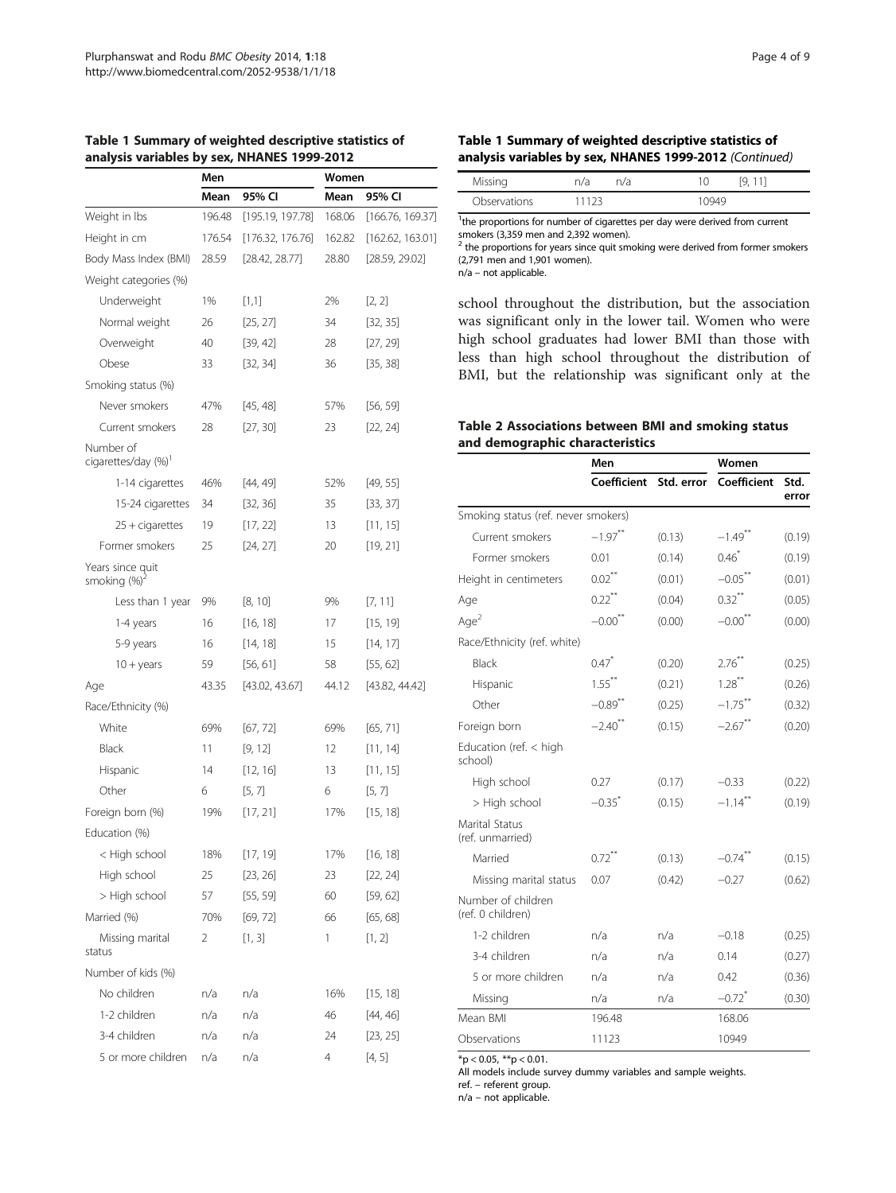**Table 1 Summary of weighted descriptive statistics of analysis variables by sex, NHANES 1999-2012**

| | Men | | Women | |
|---|---|---|---|---|
| | Mean | 95% CI | Mean | 95% CI |
| Weight in lbs | 196.48 | [195.19, 197.78] | 168.06 | [166.76, 169.37] |
| Height in cm | 176.54 | [176.32, 176.76] | 162.82 | [162.62, 163.01] |
| Body Mass Index (BMI) | 28.59 | [28.42, 28.77] | 28.80 | [28.59, 29.02] |
| Weight categories (%) | | | | |
| Underweight | 1% | [1,1] | 2% | [2, 2] |
| Normal weight | 26 | [25, 27] | 34 | [32, 35] |
| Overweight | 40 | [39, 42] | 28 | [27, 29] |
| Obese | 33 | [32, 34] | 36 | [35, 38] |
| Smoking status (%) | | | | |
| Never smokers | 47% | [45, 48] | 57% | [56, 59] |
| Current smokers | 28 | [27, 30] | 23 | [22, 24] |
| Number of cigarettes/day (%)[1] | | | | |
| 1-14 cigarettes | 46% | [44, 49] | 52% | [49, 55] |
| 15-24 cigarettes | 34 | [32, 36] | 35 | [33, 37] |
| 25 + cigarettes | 19 | [17, 22] | 13 | [11, 15] |
| Former smokers | 25 | [24, 27] | 20 | [19, 21] |
| Years since quit smoking (%)[2] | | | | |
| Less than 1 year | 9% | [8, 10] | 9% | [7, 11] |
| 1-4 years | 16 | [16, 18] | 17 | [15, 19] |
| 5-9 years | 16 | [14, 18] | 15 | [14, 17] |
| 10 + years | 59 | [56, 61] | 58 | [55, 62] |
| Age | 43.35 | [43.02, 43.67] | 44.12 | [43.82, 44.42] |
| Race/Ethnicity (%) | | | | |
| White | 69% | [67, 72] | 69% | [65, 71] |
| Black | 11 | [9, 12] | 12 | [11, 14] |
| Hispanic | 14 | [12, 16] | 13 | [11, 15] |
| Other | 6 | [5, 7] | 6 | [5, 7] |
| Foreign born (%) | 19% | [17, 21] | 17% | [15, 18] |
| Education (%) | | | | |
| < High school | 18% | [17, 19] | 17% | [16, 18] |
| High school | 25 | [23, 26] | 23 | [22, 24] |
| > High school | 57 | [55, 59] | 60 | [59, 62] |
| Married (%) | 70% | [69, 72] | 66 | [65, 68] |
| Missing marital status | 2 | [1, 3] | 1 | [1, 2] |
| Number of kids (%) | | | | |
| No children | n/a | n/a | 16% | [15, 18] |
| 1-2 children | n/a | n/a | 46 | [44, 46] |
| 3-4 children | n/a | n/a | 24 | [23, 25] |
| 5 or more children | n/a | n/a | 4 | [4, 5] |
| Missing | n/a | n/a | 10 | [9, 11] |
| Observations | 11123 | | 10949 | |

[1]the proportions for number of cigarettes per day were derived from current smokers (3,359 men and 2,392 women).
[2] the proportions for years since quit smoking were derived from former smokers (2,791 men and 1,901 women).
n/a – not applicable.

school throughout the distribution, but the association was significant only in the lower tail. Women who were high school graduates had lower BMI than those with less than high school throughout the distribution of BMI, but the relationship was significant only at the

**Table 2 Associations between BMI and smoking status and demographic characteristics**

| | Men | | Women | |
|---|---|---|---|---|
| | Coefficient | Std. error | Coefficient | Std. error |
| Smoking status (ref. never smokers) | | | | |
| Current smokers | −1.97** | (0.13) | −1.49** | (0.19) |
| Former smokers | 0.01 | (0.14) | 0.46* | (0.19) |
| Height in centimeters | 0.02** | (0.01) | −0.05** | (0.01) |
| Age | 0.22** | (0.04) | 0.32** | (0.05) |
| Age$^2$ | −0.00** | (0.00) | −0.00** | (0.00) |
| Race/Ethnicity (ref. white) | | | | |
| Black | 0.47* | (0.20) | 2.76** | (0.25) |
| Hispanic | 1.55** | (0.21) | 1.28** | (0.26) |
| Other | −0.89** | (0.25) | −1.75** | (0.32) |
| Foreign born | −2.40** | (0.15) | −2.67** | (0.20) |
| Education (ref. < high school) | | | | |
| High school | 0.27 | (0.17) | −0.33 | (0.22) |
| > High school | −0.35* | (0.15) | −1.14** | (0.19) |
| Marital Status (ref. unmarried) | | | | |
| Married | 0.72** | (0.13) | −0.74** | (0.15) |
| Missing marital status | 0.07 | (0.42) | −0.27 | (0.62) |
| Number of children (ref. 0 children) | | | | |
| 1-2 children | n/a | n/a | −0.18 | (0.25) |
| 3-4 children | n/a | n/a | 0.14 | (0.27) |
| 5 or more children | n/a | n/a | 0.42 | (0.36) |
| Missing | n/a | n/a | −0.72* | (0.30) |
| Mean BMI | 196.48 | | 168.06 | |
| Observations | 11123 | | 10949 | |

*$p < 0.05$, **$p < 0.01$.
All models include survey dummy variables and sample weights.
ref. – referent group.
n/a – not applicable.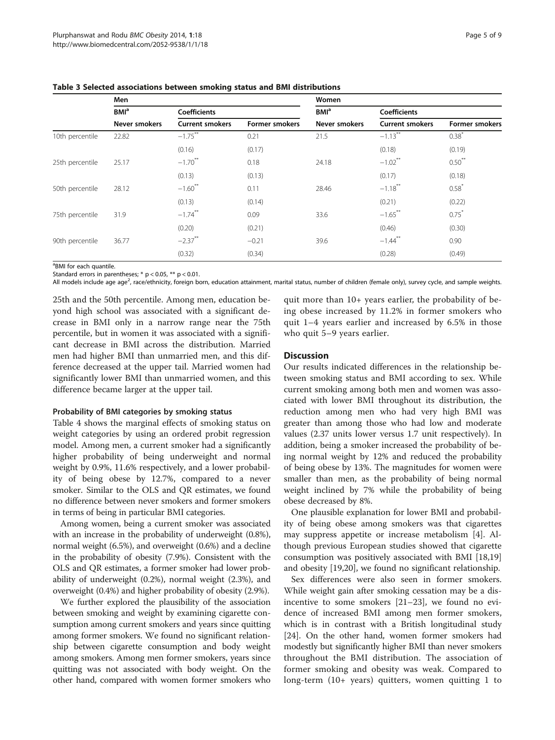**Table 3 Selected associations between smoking status and BMI distributions**

| | Men | | | Women | | |
|---|---|---|---|---|---|---|
| | BMI[a] | Coefficients | | BMI[a] | Coefficients | |
| | Never smokers | Current smokers | Former smokers | Never smokers | Current smokers | Former smokers |
| 10th percentile | 22.82 | −1.75** | 0.21 | 21.5 | −1.13** | 0.38* |
| | | (0.16) | (0.17) | | (0.18) | (0.19) |
| 25th percentile | 25.17 | −1.70** | 0.18 | 24.18 | −1.02** | 0.50** |
| | | (0.13) | (0.13) | | (0.17) | (0.18) |
| 50th percentile | 28.12 | −1.60** | 0.11 | 28.46 | −1.18** | 0.58* |
| | | (0.13) | (0.14) | | (0.21) | (0.22) |
| 75th percentile | 31.9 | −1.74** | 0.09 | 33.6 | −1.65** | 0.75* |
| | | (0.20) | (0.21) | | (0.46) | (0.30) |
| 90th percentile | 36.77 | −2.37** | −0.21 | 39.6 | −1.44** | 0.90 |
| | | (0.32) | (0.34) | | (0.28) | (0.49) |

[a]BMI for each quantile.

Standard errors in parentheses; * $p < 0.05$, ** $p < 0.01$.

All models include age age$^2$, race/ethnicity, foreign born, education attainment, marital status, number of children (female only), survey cycle, and sample weights.

25th and the 50th percentile. Among men, education beyond high school was associated with a significant decrease in BMI only in a narrow range near the 75th percentile, but in women it was associated with a significant decrease in BMI across the distribution. Married men had higher BMI than unmarried men, and this difference decreased at the upper tail. Married women had significantly lower BMI than unmarried women, and this difference became larger at the upper tail.

#### Probability of BMI categories by smoking status

Table 4 shows the marginal effects of smoking status on weight categories by using an ordered probit regression model. Among men, a current smoker had a significantly higher probability of being underweight and normal weight by 0.9%, 11.6% respectively, and a lower probability of being obese by 12.7%, compared to a never smoker. Similar to the OLS and QR estimates, we found no difference between never smokers and former smokers in terms of being in particular BMI categories.

Among women, being a current smoker was associated with an increase in the probability of underweight (0.8%), normal weight (6.5%), and overweight (0.6%) and a decline in the probability of obesity (7.9%). Consistent with the OLS and QR estimates, a former smoker had lower probability of underweight (0.2%), normal weight (2.3%), and overweight (0.4%) and higher probability of obesity (2.9%).

We further explored the plausibility of the association between smoking and weight by examining cigarette consumption among current smokers and years since quitting among former smokers. We found no significant relationship between cigarette consumption and body weight among smokers. Among men former smokers, years since quitting was not associated with body weight. On the other hand, compared with women former smokers who quit more than 10+ years earlier, the probability of being obese increased by 11.2% in former smokers who quit 1–4 years earlier and increased by 6.5% in those who quit 5–9 years earlier.

## Discussion

Our results indicated differences in the relationship between smoking status and BMI according to sex. While current smoking among both men and women was associated with lower BMI throughout its distribution, the reduction among men who had very high BMI was greater than among those who had low and moderate values (2.37 units lower versus 1.7 unit respectively). In addition, being a smoker increased the probability of being normal weight by 12% and reduced the probability of being obese by 13%. The magnitudes for women were smaller than men, as the probability of being normal weight inclined by 7% while the probability of being obese decreased by 8%.

One plausible explanation for lower BMI and probability of being obese among smokers was that cigarettes may suppress appetite or increase metabolism [4]. Although previous European studies showed that cigarette consumption was positively associated with BMI [18,19] and obesity [19,20], we found no significant relationship.

Sex differences were also seen in former smokers. While weight gain after smoking cessation may be a disincentive to some smokers [21–23], we found no evidence of increased BMI among men former smokers, which is in contrast with a British longitudinal study [24]. On the other hand, women former smokers had modestly but significantly higher BMI than never smokers throughout the BMI distribution. The association of former smoking and obesity was weak. Compared to long-term (10+ years) quitters, women quitting 1 to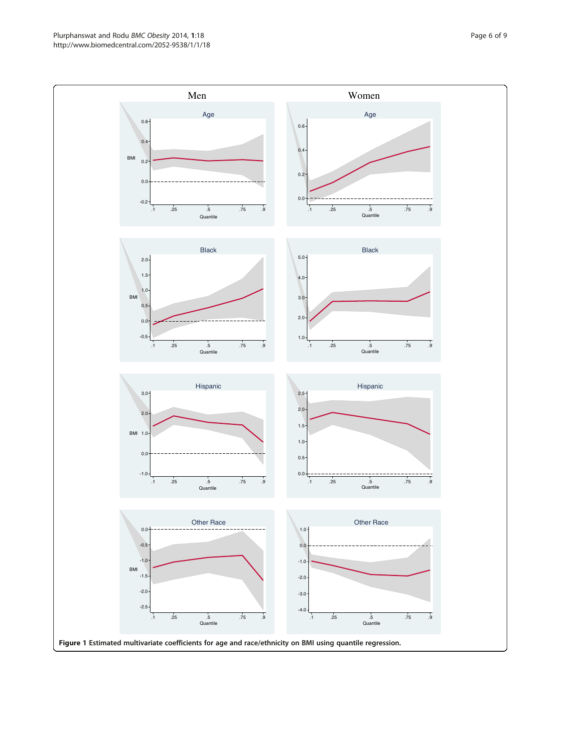**Figure 1 Estimated multivariate coefficients for age and race/ethnicity on BMI using quantile regression.**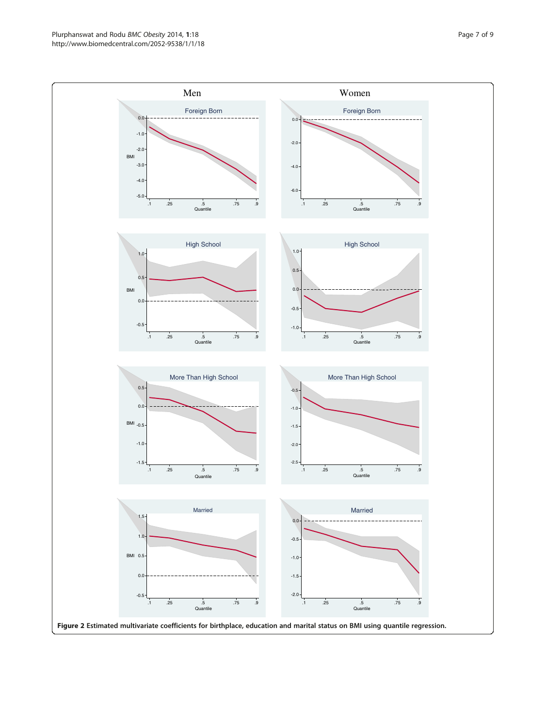**Figure 2** Estimated multivariate coefficients for birthplace, education and marital status on BMI using quantile regression.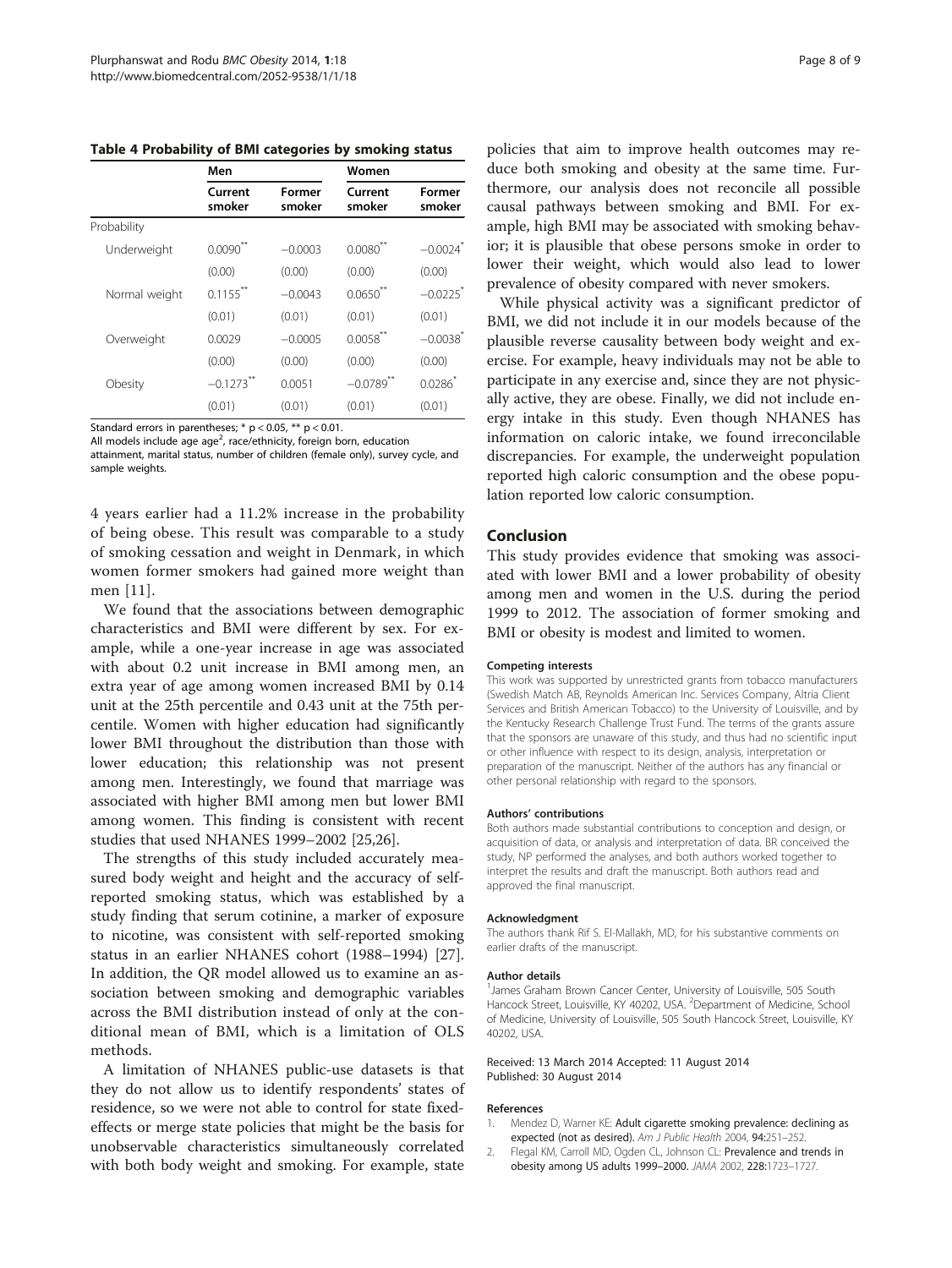**Table 4 Probability of BMI categories by smoking status**

| | Men | | Women | |
|---|---|---|---|---|
| | Current smoker | Former smoker | Current smoker | Former smoker |
| Probability | | | | |
| Underweight | 0.0090** | −0.0003 | 0.0080** | −0.0024* |
| | (0.00) | (0.00) | (0.00) | (0.00) |
| Normal weight | 0.1155** | −0.0043 | 0.0650** | −0.0225* |
| | (0.01) | (0.01) | (0.01) | (0.01) |
| Overweight | 0.0029 | −0.0005 | 0.0058** | −0.0038* |
| | (0.00) | (0.00) | (0.00) | (0.00) |
| Obesity | −0.1273** | 0.0051 | −0.0789** | 0.0286* |
| | (0.01) | (0.01) | (0.01) | (0.01) |

Standard errors in parentheses; * $p < 0.05$, ** $p < 0.01$.
All models include age $age^2$, race/ethnicity, foreign born, education attainment, marital status, number of children (female only), survey cycle, and sample weights.

4 years earlier had a 11.2% increase in the probability of being obese. This result was comparable to a study of smoking cessation and weight in Denmark, in which women former smokers had gained more weight than men [11].

We found that the associations between demographic characteristics and BMI were different by sex. For example, while a one-year increase in age was associated with about 0.2 unit increase in BMI among men, an extra year of age among women increased BMI by 0.14 unit at the 25th percentile and 0.43 unit at the 75th percentile. Women with higher education had significantly lower BMI throughout the distribution than those with lower education; this relationship was not present among men. Interestingly, we found that marriage was associated with higher BMI among men but lower BMI among women. This finding is consistent with recent studies that used NHANES 1999–2002 [25,26].

The strengths of this study included accurately measured body weight and height and the accuracy of self-reported smoking status, which was established by a study finding that serum cotinine, a marker of exposure to nicotine, was consistent with self-reported smoking status in an earlier NHANES cohort (1988–1994) [27]. In addition, the QR model allowed us to examine an association between smoking and demographic variables across the BMI distribution instead of only at the conditional mean of BMI, which is a limitation of OLS methods.

A limitation of NHANES public-use datasets is that they do not allow us to identify respondents' states of residence, so we were not able to control for state fixed-effects or merge state policies that might be the basis for unobservable characteristics simultaneously correlated with both body weight and smoking. For example, state policies that aim to improve health outcomes may reduce both smoking and obesity at the same time. Furthermore, our analysis does not reconcile all possible causal pathways between smoking and BMI. For example, high BMI may be associated with smoking behavior; it is plausible that obese persons smoke in order to lower their weight, which would also lead to lower prevalence of obesity compared with never smokers.

While physical activity was a significant predictor of BMI, we did not include it in our models because of the plausible reverse causality between body weight and exercise. For example, heavy individuals may not be able to participate in any exercise and, since they are not physically active, they are obese. Finally, we did not include energy intake in this study. Even though NHANES has information on caloric intake, we found irreconcilable discrepancies. For example, the underweight population reported high caloric consumption and the obese population reported low caloric consumption.

## Conclusion

This study provides evidence that smoking was associated with lower BMI and a lower probability of obesity among men and women in the U.S. during the period 1999 to 2012. The association of former smoking and BMI or obesity is modest and limited to women.

#### Competing interests

This work was supported by unrestricted grants from tobacco manufacturers (Swedish Match AB, Reynolds American Inc. Services Company, Altria Client Services and British American Tobacco) to the University of Louisville, and by the Kentucky Research Challenge Trust Fund. The terms of the grants assure that the sponsors are unaware of this study, and thus had no scientific input or other influence with respect to its design, analysis, interpretation or preparation of the manuscript. Neither of the authors has any financial or other personal relationship with regard to the sponsors.

#### Authors' contributions

Both authors made substantial contributions to conception and design, or acquisition of data, or analysis and interpretation of data. BR conceived the study, NP performed the analyses, and both authors worked together to interpret the results and draft the manuscript. Both authors read and approved the final manuscript.

#### Acknowledgment

The authors thank Rif S. El-Mallakh, MD, for his substantive comments on earlier drafts of the manuscript.

#### Author details

[1]James Graham Brown Cancer Center, University of Louisville, 505 South Hancock Street, Louisville, KY 40202, USA. [2]Department of Medicine, School of Medicine, University of Louisville, 505 South Hancock Street, Louisville, KY 40202, USA.

Received: 13 March 2014 Accepted: 11 August 2014
Published: 30 August 2014

#### References

1. Mendez D, Warner KE: **Adult cigarette smoking prevalence: declining as expected (not as desired).** *Am J Public Health* 2004, **94:**251–252.
2. Flegal KM, Carroll MD, Ogden CL, Johnson CL: **Prevalence and trends in obesity among US adults 1999–2000.** *JAMA* 2002, **228:**1723–1727.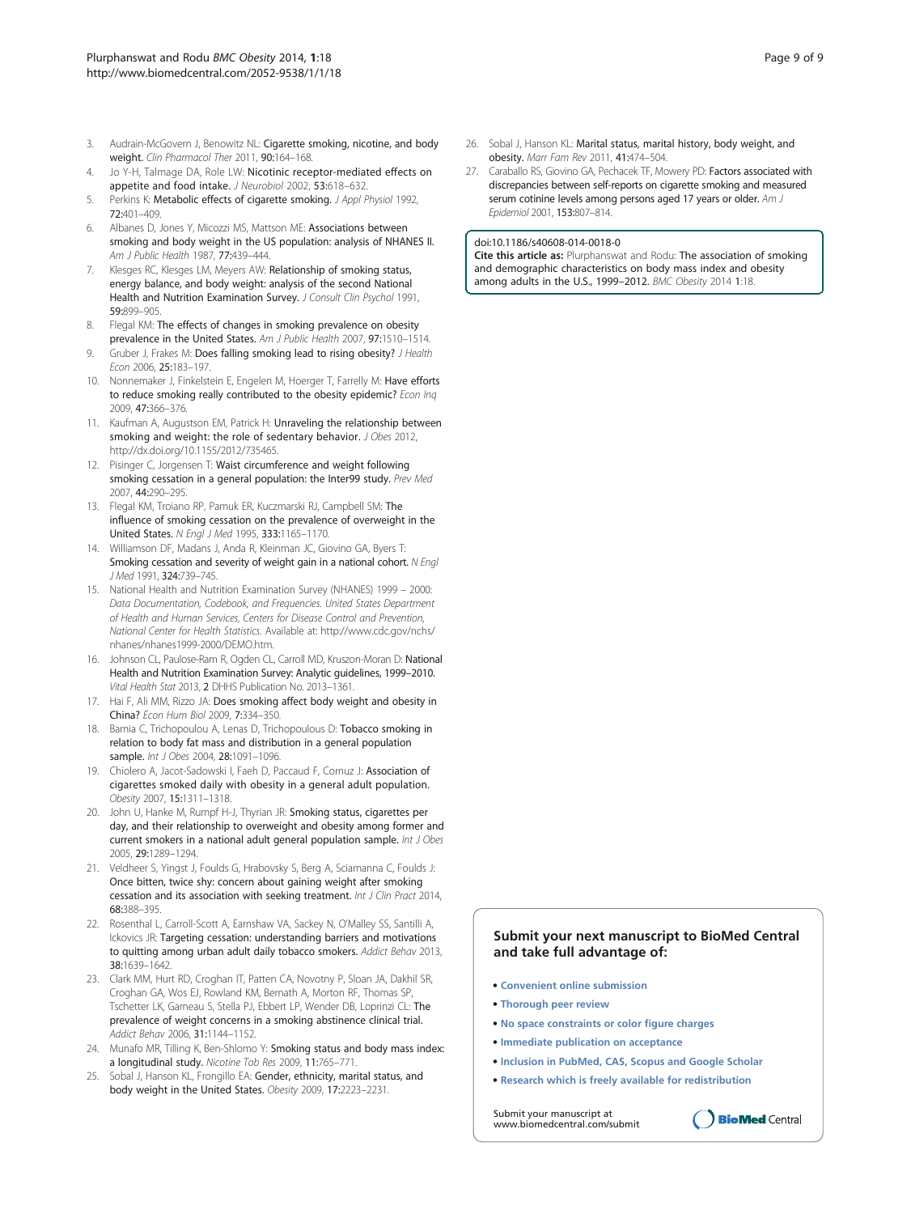3. Audrain-McGovern J, Benowitz NL: **Cigarette smoking, nicotine, and body weight.** *Clin Pharmacol Ther* 2011, **90:**164–168.
4. Jo Y-H, Talmage DA, Role LW: **Nicotinic receptor-mediated effects on appetite and food intake.** *J Neurobiol* 2002, **53:**618–632.
5. Perkins K: **Metabolic effects of cigarette smoking.** *J Appl Physiol* 1992, **72:**401–409.
6. Albanes D, Jones Y, Micozzi MS, Mattson ME: **Associations between smoking and body weight in the US population: analysis of NHANES II.** *Am J Public Health* 1987, **77:**439–444.
7. Klesges RC, Klesges LM, Meyers AW: **Relationship of smoking status, energy balance, and body weight: analysis of the second National Health and Nutrition Examination Survey.** *J Consult Clin Psychol* 1991, **59:**899–905.
8. Flegal KM: **The effects of changes in smoking prevalence on obesity prevalence in the United States.** *Am J Public Health* 2007, **97:**1510–1514.
9. Gruber J, Frakes M: **Does falling smoking lead to rising obesity?** *J Health Econ* 2006, **25:**183–197.
10. Nonnemaker J, Finkelstein E, Engelen M, Hoerger T, Farrelly M: **Have efforts to reduce smoking really contributed to the obesity epidemic?** *Econ Inq* 2009, **47:**366–376.
11. Kaufman A, Augustson EM, Patrick H: **Unraveling the relationship between smoking and weight: the role of sedentary behavior.** *J Obes* 2012, http://dx.doi.org/10.1155/2012/735465.
12. Pisinger C, Jorgensen T: **Waist circumference and weight following smoking cessation in a general population: the Inter99 study.** *Prev Med* 2007, **44:**290–295.
13. Flegal KM, Troiano RP, Pamuk ER, Kuczmarski RJ, Campbell SM: **The influence of smoking cessation on the prevalence of overweight in the United States.** *N Engl J Med* 1995, **333:**1165–1170.
14. Williamson DF, Madans J, Anda R, Kleinman JC, Giovino GA, Byers T: **Smoking cessation and severity of weight gain in a national cohort.** *N Engl J Med* 1991, **324:**739–745.
15. National Health and Nutrition Examination Survey (NHANES) 1999 – 2000: *Data Documentation, Codebook, and Frequencies. United States Department of Health and Human Services, Centers for Disease Control and Prevention, National Center for Health Statistics.* Available at: http://www.cdc.gov/nchs/nhanes/nhanes1999-2000/DEMO.htm.
16. Johnson CL, Paulose-Ram R, Ogden CL, Carroll MD, Kruszon-Moran D: **National Health and Nutrition Examination Survey: Analytic guidelines, 1999–2010.** *Vital Health Stat* 2013, **2** DHHS Publication No. 2013–1361.
17. Hai F, Ali MM, Rizzo JA: **Does smoking affect body weight and obesity in China?** *Econ Hum Biol* 2009, **7:**334–350.
18. Bamia C, Trichopoulou A, Lenas D, Trichopoulous D: **Tobacco smoking in relation to body fat mass and distribution in a general population sample.** *Int J Obes* 2004, **28:**1091–1096.
19. Chiolero A, Jacot-Sadowski I, Faeh D, Paccaud F, Cornuz J: **Association of cigarettes smoked daily with obesity in a general adult population.** *Obesity* 2007, **15:**1311–1318.
20. John U, Hanke M, Rumpf H-J, Thyrian JR: **Smoking status, cigarettes per day, and their relationship to overweight and obesity among former and current smokers in a national adult general population sample.** *Int J Obes* 2005, **29:**1289–1294.
21. Veldheer S, Yingst J, Foulds G, Hrabovsky S, Berg A, Sciamanna C, Foulds J: **Once bitten, twice shy: concern about gaining weight after smoking cessation and its association with seeking treatment.** *Int J Clin Pract* 2014, **68:**388–395.
22. Rosenthal L, Carroll-Scott A, Earnshaw VA, Sackey N, O'Malley SS, Santilli A, Ickovics JR: **Targeting cessation: understanding barriers and motivations to quitting among urban adult daily tobacco smokers.** *Addict Behav* 2013, **38:**1639–1642.
23. Clark MM, Hurt RD, Croghan IT, Patten CA, Novotny P, Sloan JA, Dakhil SR, Croghan GA, Wos EJ, Rowland KM, Bernath A, Morton RF, Thomas SP, Tschetter LK, Garneau S, Stella PJ, Ebbert LP, Wender DB, Loprinzi CL: **The prevalence of weight concerns in a smoking abstinence clinical trial.** *Addict Behav* 2006, **31:**1144–1152.
24. Munafo MR, Tilling K, Ben-Shlomo Y: **Smoking status and body mass index: a longitudinal study.** *Nicotine Tob Res* 2009, **11:**765–771.
25. Sobal J, Hanson KL, Frongillo EA: **Gender, ethnicity, marital status, and body weight in the United States.** *Obesity* 2009, **17:**2223–2231.
26. Sobal J, Hanson KL: **Marital status, marital history, body weight, and obesity.** *Marr Fam Rev* 2011, **41:**474–504.
27. Caraballo RS, Giovino GA, Pechacek TF, Mowery PD: **Factors associated with discrepancies between self-reports on cigarette smoking and measured serum cotinine levels among persons aged 17 years or older.** *Am J Epidemiol* 2001, **153:**807–814.

doi:10.1186/s40608-014-0018-0

**Cite this article as:** Plurphanswat and Rodu: The association of smoking and demographic characteristics on body mass index and obesity among adults in the U.S., 1999–2012. *BMC Obesity* 2014 **1**:18.

**Submit your next manuscript to BioMed Central and take full advantage of:**

- Convenient online submission
- Thorough peer review
- No space constraints or color figure charges
- Immediate publication on acceptance
- Inclusion in PubMed, CAS, Scopus and Google Scholar
- Research which is freely available for redistribution

Submit your manuscript at www.biomedcentral.com/submit

BioMed Central